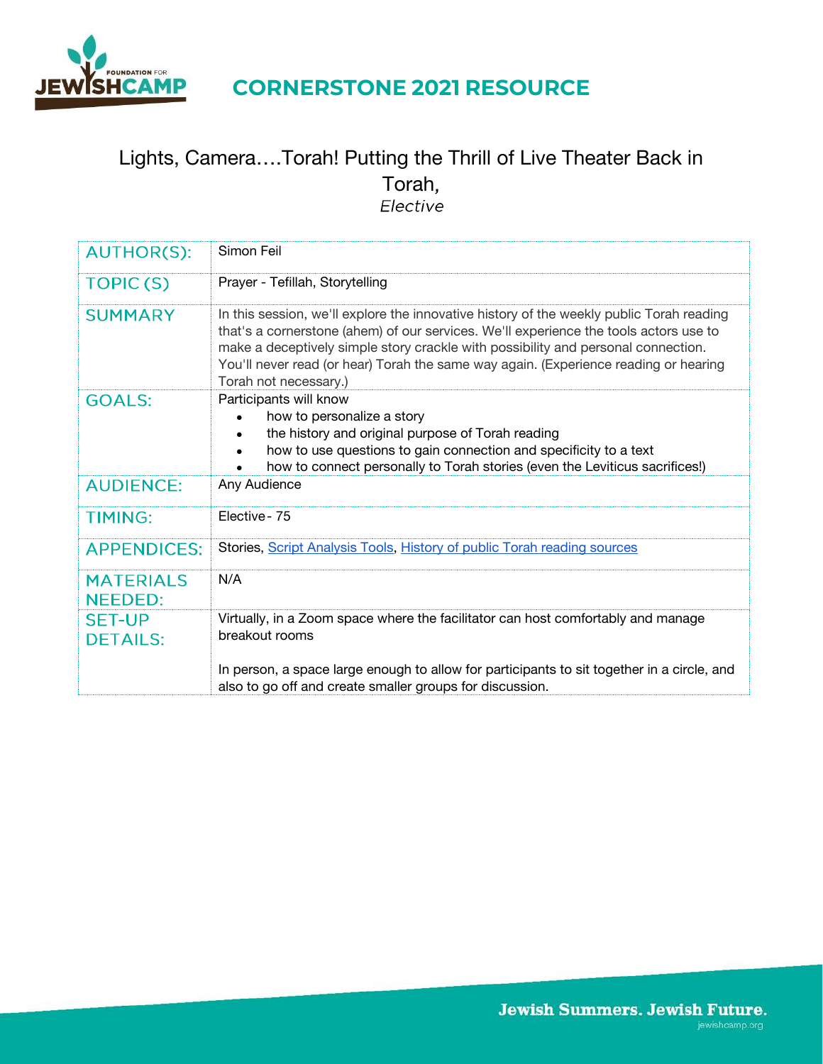# CORNERSTONE 2021 RESOURCE

## Lights, Camera….Torah! Putting the Thrill of Live Theater Back in Torah,

*Elective*

| | |
|---|---|
| AUTHOR(S): | Simon Feil |
| TOPIC (S) | Prayer - Tefillah, Storytelling |
| SUMMARY | In this session, we'll explore the innovative history of the weekly public Torah reading that's a cornerstone (ahem) of our services. We'll experience the tools actors use to make a deceptively simple story crackle with possibility and personal connection. You'll never read (or hear) Torah the same way again. (Experience reading or hearing Torah not necessary.) |
| GOALS: | Participants will know<br>• how to personalize a story<br>• the history and original purpose of Torah reading<br>• how to use questions to gain connection and specificity to a text<br>• how to connect personally to Torah stories (even the Leviticus sacrifices!) |
| AUDIENCE: | Any Audience |
| TIMING: | Elective - 75 |
| APPENDICES: | Stories, Script Analysis Tools, History of public Torah reading sources |
| MATERIALS NEEDED: | N/A |
| SET-UP DETAILS: | Virtually, in a Zoom space where the facilitator can host comfortably and manage breakout rooms<br><br>In person, a space large enough to allow for participants to sit together in a circle, and also to go off and create smaller groups for discussion. |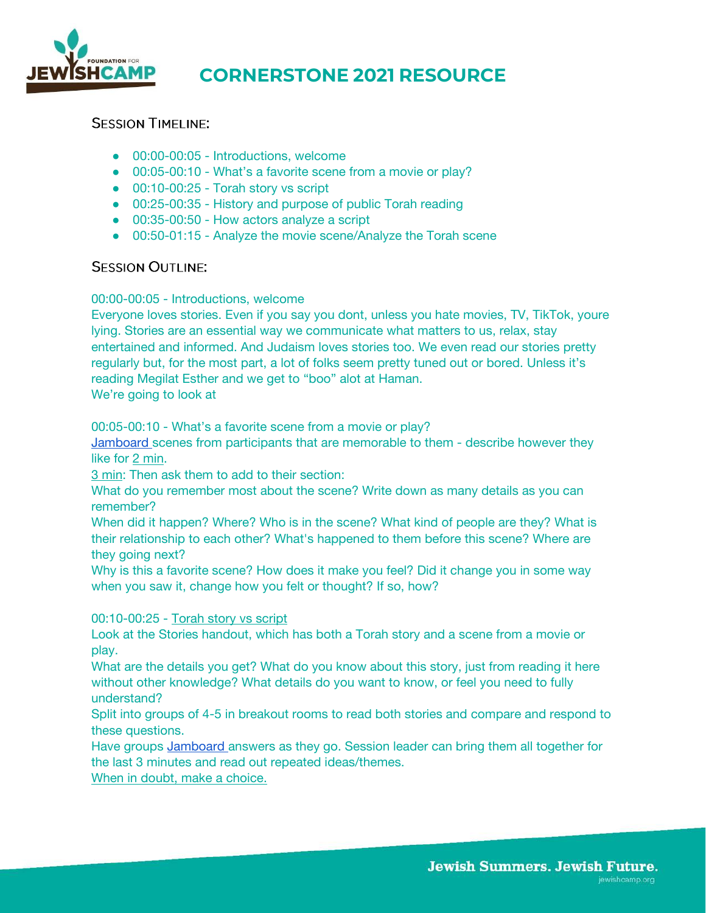# CORNERSTONE 2021 RESOURCE

## Session Timeline:

- 00:00-00:05 - Introductions, welcome
- 00:05-00:10 - What's a favorite scene from a movie or play?
- 00:10-00:25 - Torah story vs script
- 00:25-00:35 - History and purpose of public Torah reading
- 00:35-00:50 - How actors analyze a script
- 00:50-01:15 - Analyze the movie scene/Analyze the Torah scene

## Session Outline:

00:00-00:05 - Introductions, welcome

Everyone loves stories. Even if you say you dont, unless you hate movies, TV, TikTok, youre lying. Stories are an essential way we communicate what matters to us, relax, stay entertained and informed. And Judaism loves stories too. We even read our stories pretty regularly but, for the most part, a lot of folks seem pretty tuned out or bored. Unless it's reading Megilat Esther and we get to "boo" alot at Haman.

We're going to look at

00:05-00:10 - What's a favorite scene from a movie or play?

Jamboard scenes from participants that are memorable to them - describe however they like for 2 min.

3 min: Then ask them to add to their section:

What do you remember most about the scene? Write down as many details as you can remember?

When did it happen? Where? Who is in the scene? What kind of people are they? What is their relationship to each other? What's happened to them before this scene? Where are they going next?

Why is this a favorite scene? How does it make you feel? Did it change you in some way when you saw it, change how you felt or thought? If so, how?

00:10-00:25 - Torah story vs script

Look at the Stories handout, which has both a Torah story and a scene from a movie or play.

What are the details you get? What do you know about this story, just from reading it here without other knowledge? What details do you want to know, or feel you need to fully understand?

Split into groups of 4-5 in breakout rooms to read both stories and compare and respond to these questions.

Have groups Jamboard answers as they go. Session leader can bring them all together for the last 3 minutes and read out repeated ideas/themes.

When in doubt, make a choice.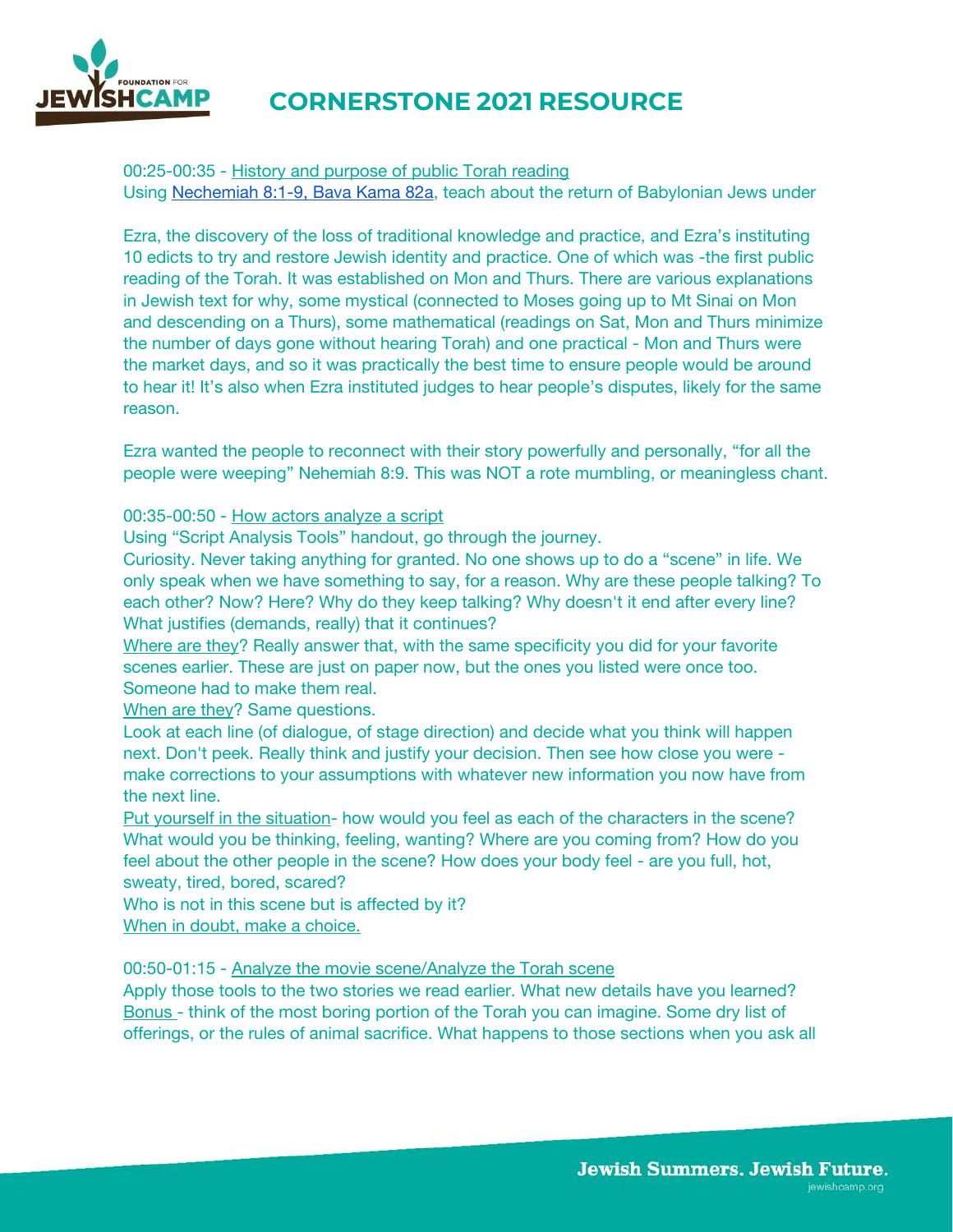00:25-00:35 - History and purpose of public Torah reading

Using Nechemiah 8:1-9, Bava Kama 82a, teach about the return of Babylonian Jews under

Ezra, the discovery of the loss of traditional knowledge and practice, and Ezra's instituting 10 edicts to try and restore Jewish identity and practice. One of which was -the first public reading of the Torah. It was established on Mon and Thurs. There are various explanations in Jewish text for why, some mystical (connected to Moses going up to Mt Sinai on Mon and descending on a Thurs), some mathematical (readings on Sat, Mon and Thurs minimize the number of days gone without hearing Torah) and one practical - Mon and Thurs were the market days, and so it was practically the best time to ensure people would be around to hear it! It's also when Ezra instituted judges to hear people's disputes, likely for the same reason.

Ezra wanted the people to reconnect with their story powerfully and personally, "for all the people were weeping" Nehemiah 8:9. This was NOT a rote mumbling, or meaningless chant.

00:35-00:50 - How actors analyze a script

Using "Script Analysis Tools" handout, go through the journey.

Curiosity. Never taking anything for granted. No one shows up to do a "scene" in life. We only speak when we have something to say, for a reason. Why are these people talking? To each other? Now? Here? Why do they keep talking? Why doesn't it end after every line? What justifies (demands, really) that it continues?

Where are they? Really answer that, with the same specificity you did for your favorite scenes earlier. These are just on paper now, but the ones you listed were once too. Someone had to make them real.

When are they? Same questions.

Look at each line (of dialogue, of stage direction) and decide what you think will happen next. Don't peek. Really think and justify your decision. Then see how close you were - make corrections to your assumptions with whatever new information you now have from the next line.

Put yourself in the situation- how would you feel as each of the characters in the scene? What would you be thinking, feeling, wanting? Where are you coming from? How do you feel about the other people in the scene? How does your body feel - are you full, hot, sweaty, tired, bored, scared?

Who is not in this scene but is affected by it?

When in doubt, make a choice.

00:50-01:15 - Analyze the movie scene/Analyze the Torah scene

Apply those tools to the two stories we read earlier. What new details have you learned?

Bonus - think of the most boring portion of the Torah you can imagine. Some dry list of offerings, or the rules of animal sacrifice. What happens to those sections when you ask all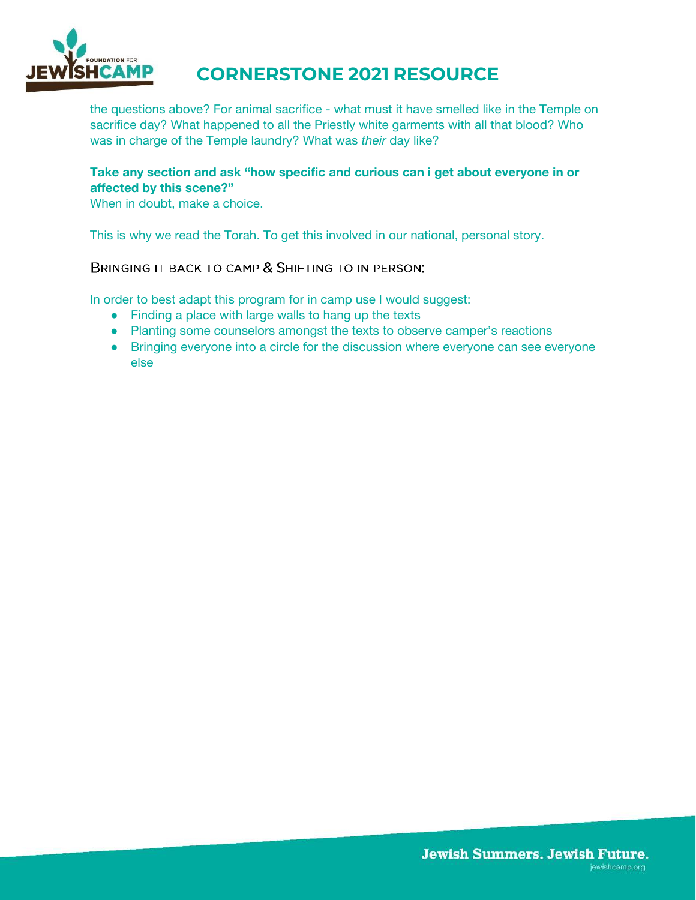the questions above? For animal sacrifice - what must it have smelled like in the Temple on sacrifice day? What happened to all the Priestly white garments with all that blood? Who was in charge of the Temple laundry? What was *their* day like?

**Take any section and ask "how specific and curious can i get about everyone in or affected by this scene?"**
When in doubt, make a choice.

This is why we read the Torah. To get this involved in our national, personal story.

### Bringing it back to camp & Shifting to in person:

In order to best adapt this program for in camp use I would suggest:

- Finding a place with large walls to hang up the texts
- Planting some counselors amongst the texts to observe camper's reactions
- Bringing everyone into a circle for the discussion where everyone can see everyone else